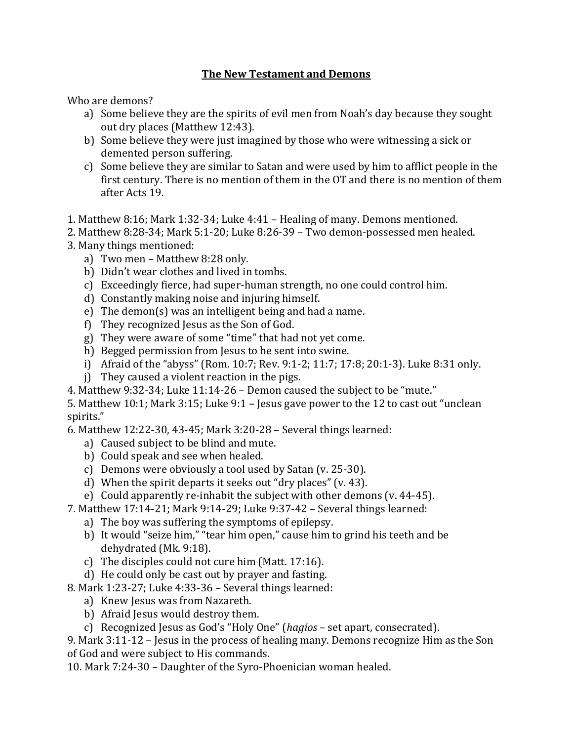# The New Testament and Demons

Who are demons?

a) Some believe they are the spirits of evil men from Noah's day because they sought out dry places (Matthew 12:43).
b) Some believe they were just imagined by those who were witnessing a sick or demented person suffering.
c) Some believe they are similar to Satan and were used by him to afflict people in the first century. There is no mention of them in the OT and there is no mention of them after Acts 19.

1. Matthew 8:16; Mark 1:32-34; Luke 4:41 – Healing of many. Demons mentioned.
2. Matthew 8:28-34; Mark 5:1-20; Luke 8:26-39 – Two demon-possessed men healed.
3. Many things mentioned:
    a) Two men – Matthew 8:28 only.
    b) Didn't wear clothes and lived in tombs.
    c) Exceedingly fierce, had super-human strength, no one could control him.
    d) Constantly making noise and injuring himself.
    e) The demon(s) was an intelligent being and had a name.
    f) They recognized Jesus as the Son of God.
    g) They were aware of some "time" that had not yet come.
    h) Begged permission from Jesus to be sent into swine.
    i) Afraid of the "abyss" (Rom. 10:7; Rev. 9:1-2; 11:7; 17:8; 20:1-3). Luke 8:31 only.
    j) They caused a violent reaction in the pigs.
4. Matthew 9:32-34; Luke 11:14-26 – Demon caused the subject to be "mute."
5. Matthew 10:1; Mark 3:15; Luke 9:1 – Jesus gave power to the 12 to cast out "unclean spirits."
6. Matthew 12:22-30, 43-45; Mark 3:20-28 – Several things learned:
    a) Caused subject to be blind and mute.
    b) Could speak and see when healed.
    c) Demons were obviously a tool used by Satan (v. 25-30).
    d) When the spirit departs it seeks out "dry places" (v. 43).
    e) Could apparently re-inhabit the subject with other demons (v. 44-45).
7. Matthew 17:14-21; Mark 9:14-29; Luke 9:37-42 – Several things learned:
    a) The boy was suffering the symptoms of epilepsy.
    b) It would "seize him," "tear him open," cause him to grind his teeth and be dehydrated (Mk. 9:18).
    c) The disciples could not cure him (Matt. 17:16).
    d) He could only be cast out by prayer and fasting.
8. Mark 1:23-27; Luke 4:33-36 – Several things learned:
    a) Knew Jesus was from Nazareth.
    b) Afraid Jesus would destroy them.
    c) Recognized Jesus as God's "Holy One" (*hagios* – set apart, consecrated).
9. Mark 3:11-12 – Jesus in the process of healing many. Demons recognize Him as the Son of God and were subject to His commands.
10. Mark 7:24-30 – Daughter of the Syro-Phoenician woman healed.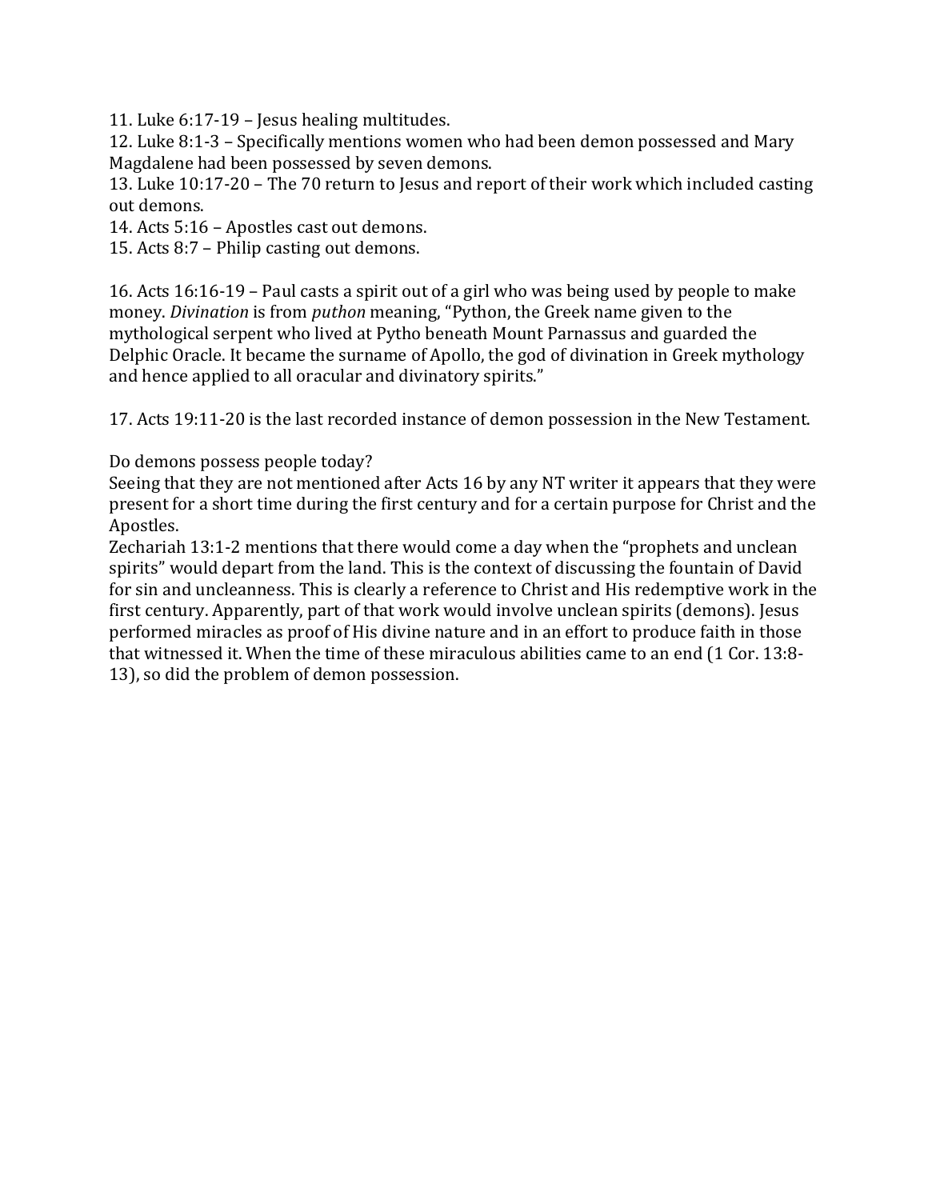11. Luke 6:17-19 – Jesus healing multitudes.
12. Luke 8:1-3 – Specifically mentions women who had been demon possessed and Mary Magdalene had been possessed by seven demons.
13. Luke 10:17-20 – The 70 return to Jesus and report of their work which included casting out demons.
14. Acts 5:16 – Apostles cast out demons.
15. Acts 8:7 – Philip casting out demons.

16. Acts 16:16-19 – Paul casts a spirit out of a girl who was being used by people to make money. *Divination* is from *puthon* meaning, "Python, the Greek name given to the mythological serpent who lived at Pytho beneath Mount Parnassus and guarded the Delphic Oracle. It became the surname of Apollo, the god of divination in Greek mythology and hence applied to all oracular and divinatory spirits."

17. Acts 19:11-20 is the last recorded instance of demon possession in the New Testament.

Do demons possess people today?
Seeing that they are not mentioned after Acts 16 by any NT writer it appears that they were present for a short time during the first century and for a certain purpose for Christ and the Apostles.
Zechariah 13:1-2 mentions that there would come a day when the "prophets and unclean spirits" would depart from the land. This is the context of discussing the fountain of David for sin and uncleanness. This is clearly a reference to Christ and His redemptive work in the first century. Apparently, part of that work would involve unclean spirits (demons). Jesus performed miracles as proof of His divine nature and in an effort to produce faith in those that witnessed it. When the time of these miraculous abilities came to an end (1 Cor. 13:8-13), so did the problem of demon possession.